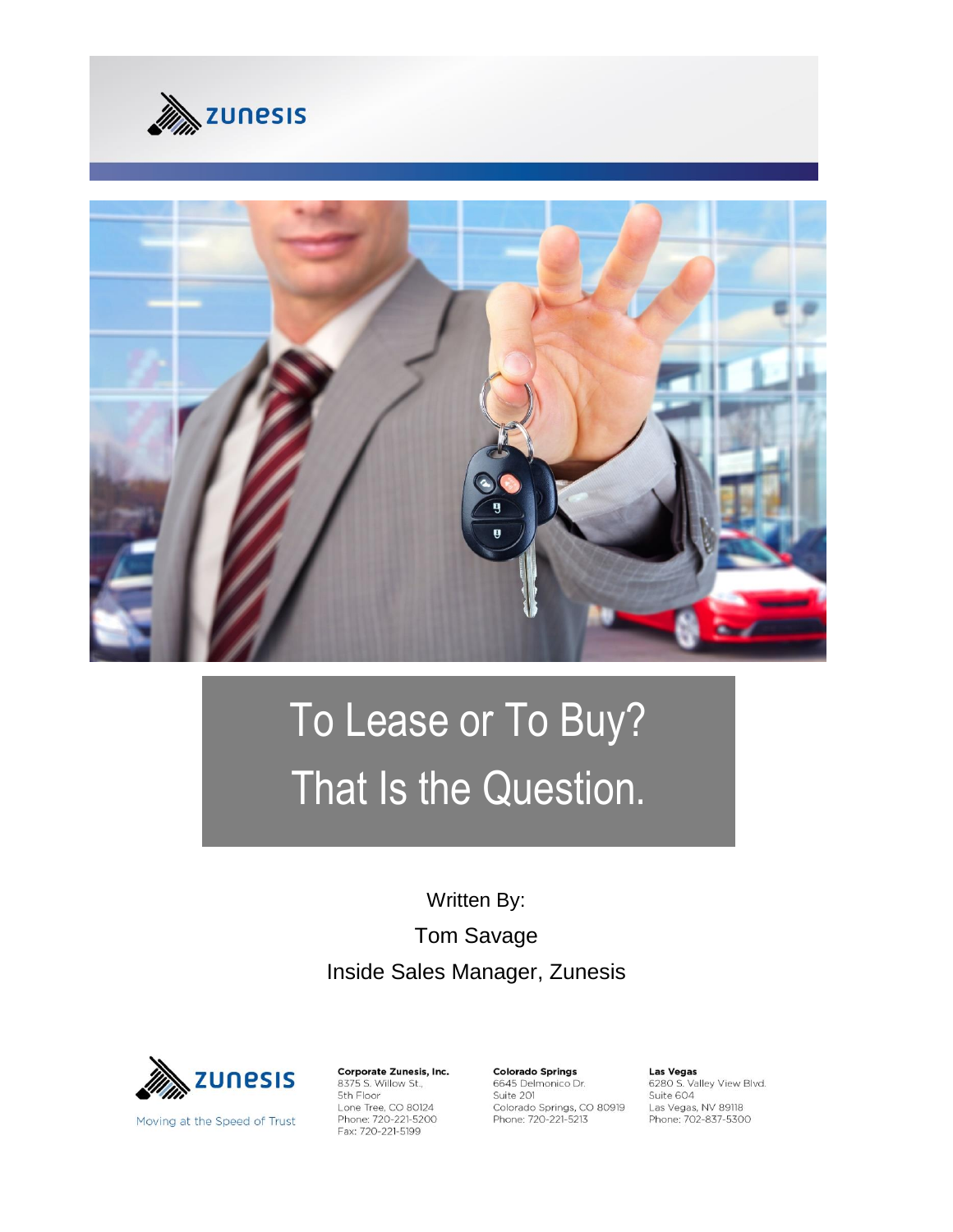zunesis

# To Lease or To Buy? That Is the Question.

Written By:

Tom Savage

Inside Sales Manager, Zunesis

zunesis

Moving at the Speed of Trust

**Corporate Zunesis, Inc.**
8375 S. Willow St.,
5th Floor
Lone Tree, CO 80124
Phone: 720-221-5200
Fax: 720-221-5199

**Colorado Springs**
6645 Delmonico Dr.
Suite 201
Colorado Springs, CO 80919
Phone: 720-221-5213

**Las Vegas**
6280 S. Valley View Blvd.
Suite 604
Las Vegas, NV 89118
Phone: 702-837-5300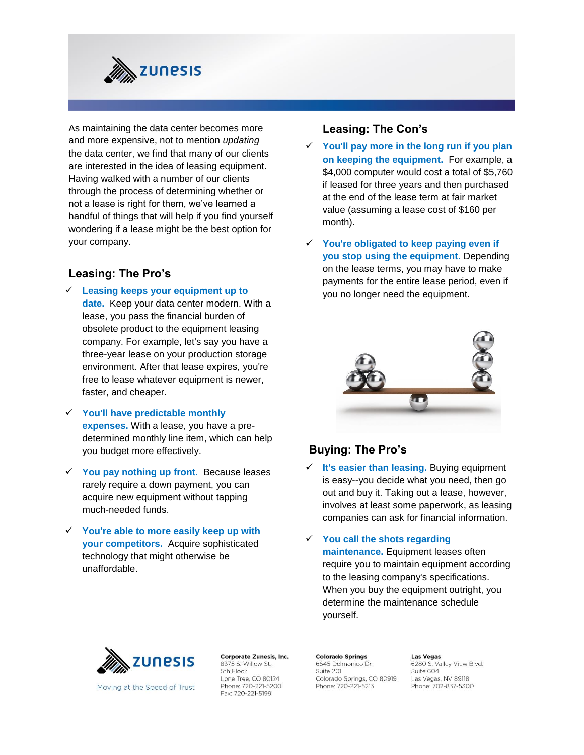As maintaining the data center becomes more and more expensive, not to mention *updating* the data center, we find that many of our clients are interested in the idea of leasing equipment. Having walked with a number of our clients through the process of determining whether or not a lease is right for them, we've learned a handful of things that will help if you find yourself wondering if a lease might be the best option for your company.

## Leasing: The Pro's

- ✓ **Leasing keeps your equipment up to date.** Keep your data center modern. With a lease, you pass the financial burden of obsolete product to the equipment leasing company. For example, let's say you have a three-year lease on your production storage environment. After that lease expires, you're free to lease whatever equipment is newer, faster, and cheaper.
- ✓ **You'll have predictable monthly expenses.** With a lease, you have a pre-determined monthly line item, which can help you budget more effectively.
- ✓ **You pay nothing up front.** Because leases rarely require a down payment, you can acquire new equipment without tapping much-needed funds.
- ✓ **You're able to more easily keep up with your competitors.** Acquire sophisticated technology that might otherwise be unaffordable.

## Leasing: The Con's

- ✓ **You'll pay more in the long run if you plan on keeping the equipment.** For example, a $4,000 computer would cost a total of $5,760 if leased for three years and then purchased at the end of the lease term at fair market value (assuming a lease cost of $160 per month).
- ✓ **You're obligated to keep paying even if you stop using the equipment.** Depending on the lease terms, you may have to make payments for the entire lease period, even if you no longer need the equipment.

## Buying: The Pro's

- ✓ **It's easier than leasing.** Buying equipment is easy--you decide what you need, then go out and buy it. Taking out a lease, however, involves at least some paperwork, as leasing companies can ask for financial information.
- ✓ **You call the shots regarding maintenance.** Equipment leases often require you to maintain equipment according to the leasing company's specifications. When you buy the equipment outright, you determine the maintenance schedule yourself.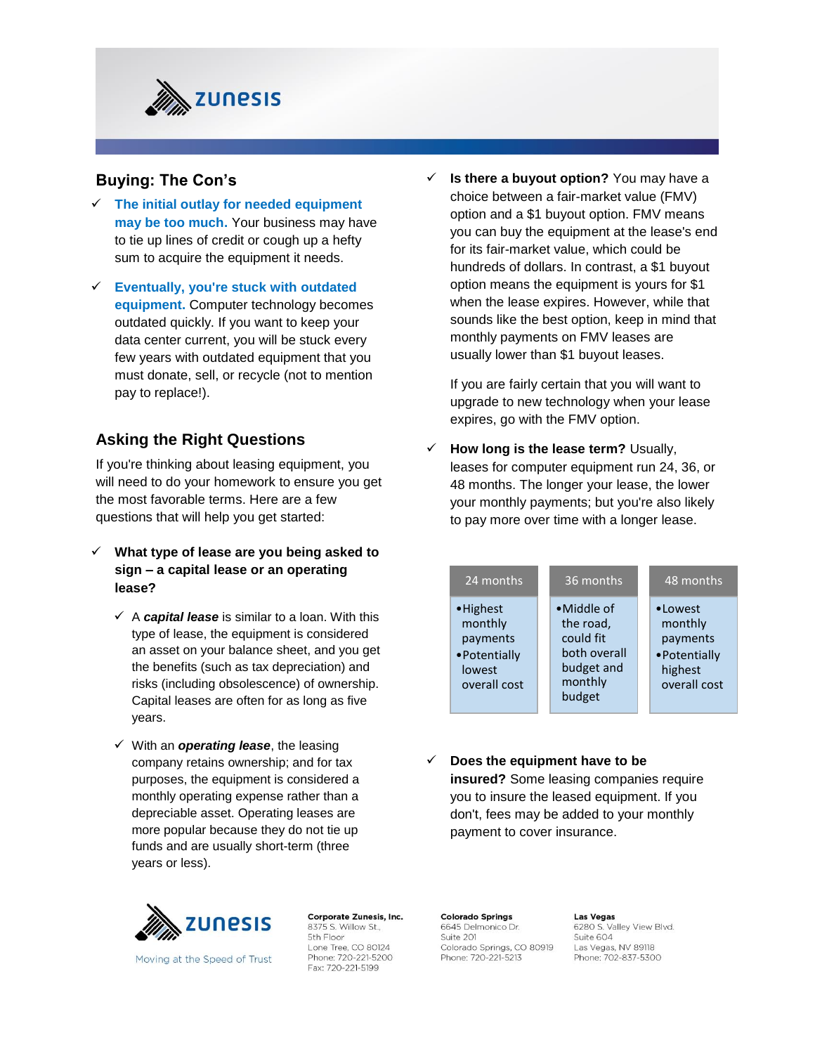## Buying: The Con's

- ✓ **The initial outlay for needed equipment may be too much.** Your business may have to tie up lines of credit or cough up a hefty sum to acquire the equipment it needs.
- ✓ **Eventually, you're stuck with outdated equipment.** Computer technology becomes outdated quickly. If you want to keep your data center current, you will be stuck every few years with outdated equipment that you must donate, sell, or recycle (not to mention pay to replace!).

## Asking the Right Questions

If you're thinking about leasing equipment, you will need to do your homework to ensure you get the most favorable terms. Here are a few questions that will help you get started:

- ✓ **What type of lease are you being asked to sign – a capital lease or an operating lease?**
  - ✓ A ***capital lease*** is similar to a loan. With this type of lease, the equipment is considered an asset on your balance sheet, and you get the benefits (such as tax depreciation) and risks (including obsolescence) of ownership. Capital leases are often for as long as five years.
  - ✓ With an ***operating lease***, the leasing company retains ownership; and for tax purposes, the equipment is considered a monthly operating expense rather than a depreciable asset. Operating leases are more popular because they do not tie up funds and are usually short-term (three years or less).

- ✓ **Is there a buyout option?** You may have a choice between a fair-market value (FMV) option and a $1 buyout option. FMV means you can buy the equipment at the lease's end for its fair-market value, which could be hundreds of dollars. In contrast, a $1 buyout option means the equipment is yours for $1 when the lease expires. However, while that sounds like the best option, keep in mind that monthly payments on FMV leases are usually lower than $1 buyout leases.

  If you are fairly certain that you will want to upgrade to new technology when your lease expires, go with the FMV option.

- ✓ **How long is the lease term?** Usually, leases for computer equipment run 24, 36, or 48 months. The longer your lease, the lower your monthly payments; but you're also likely to pay more over time with a longer lease.

| 24 months | 36 months | 48 months |
|---|---|---|
| • Highest monthly payments<br>• Potentially lowest overall cost | • Middle of the road, could fit both overall budget and monthly budget | • Lowest monthly payments<br>• Potentially highest overall cost |

- ✓ **Does the equipment have to be insured?** Some leasing companies require you to insure the leased equipment. If you don't, fees may be added to your monthly payment to cover insurance.

zunesis — Moving at the Speed of Trust

**Corporate Zunesis, Inc.**
8375 S. Willow St.,
5th Floor
Lone Tree, CO 80124
Phone: 720-221-5200
Fax: 720-221-5199

**Colorado Springs**
6645 Delmonico Dr.
Suite 201
Colorado Springs, CO 80919
Phone: 720-221-5213

**Las Vegas**
6280 S. Valley View Blvd.
Suite 604
Las Vegas, NV 89118
Phone: 702-837-5300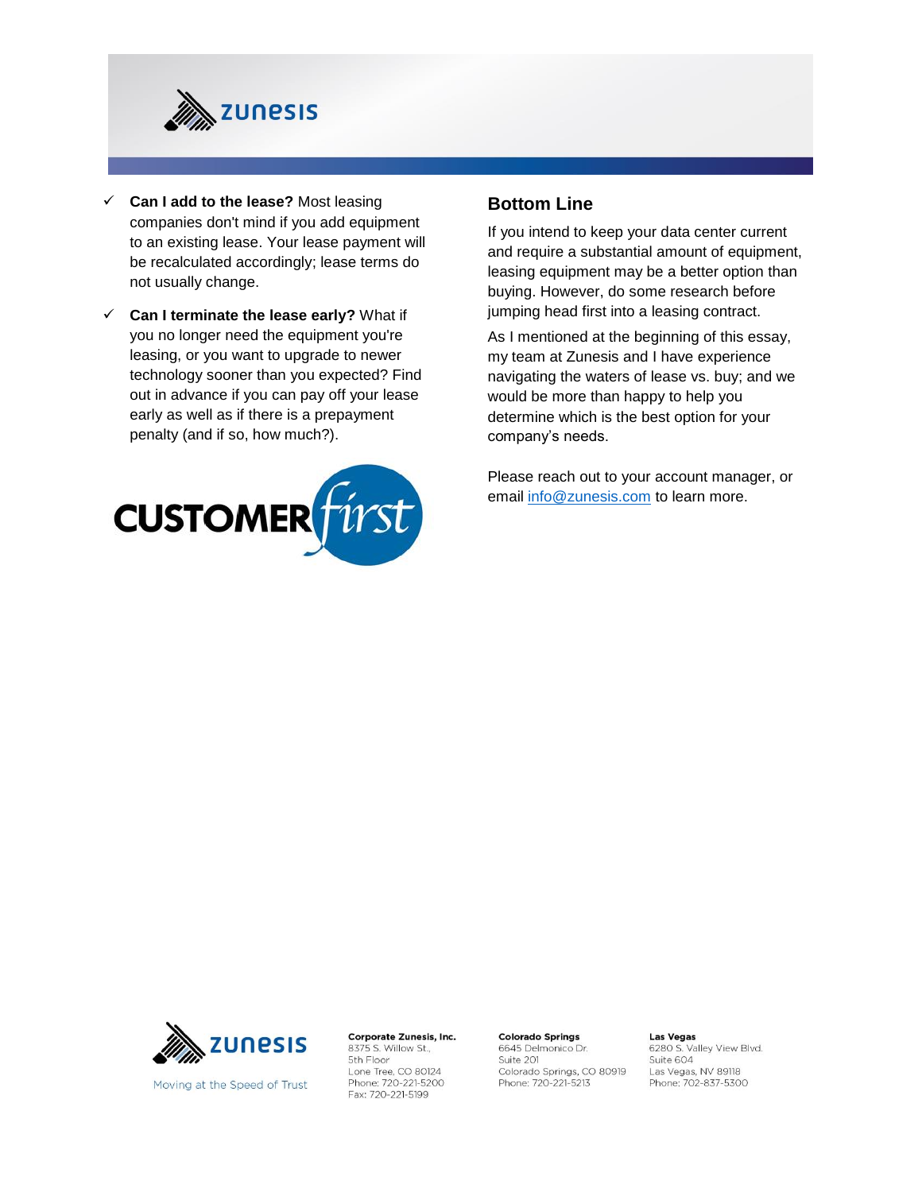- ✓ **Can I add to the lease?** Most leasing companies don't mind if you add equipment to an existing lease. Your lease payment will be recalculated accordingly; lease terms do not usually change.
- ✓ **Can I terminate the lease early?** What if you no longer need the equipment you're leasing, or you want to upgrade to newer technology sooner than you expected? Find out in advance if you can pay off your lease early as well as if there is a prepayment penalty (and if so, how much?).

CUSTOMER *first*

## Bottom Line

If you intend to keep your data center current and require a substantial amount of equipment, leasing equipment may be a better option than buying. However, do some research before jumping head first into a leasing contract.

As I mentioned at the beginning of this essay, my team at Zunesis and I have experience navigating the waters of lease vs. buy; and we would be more than happy to help you determine which is the best option for your company's needs.

Please reach out to your account manager, or email info@zunesis.com to learn more.

zunesis
Moving at the Speed of Trust

**Corporate Zunesis, Inc.**
8375 S. Willow St.,
5th Floor
Lone Tree, CO 80124
Phone: 720-221-5200
Fax: 720-221-5199

**Colorado Springs**
6645 Delmonico Dr.
Suite 201
Colorado Springs, CO 80919
Phone: 720-221-5213

**Las Vegas**
6280 S. Valley View Blvd.
Suite 604
Las Vegas, NV 89118
Phone: 702-837-5300